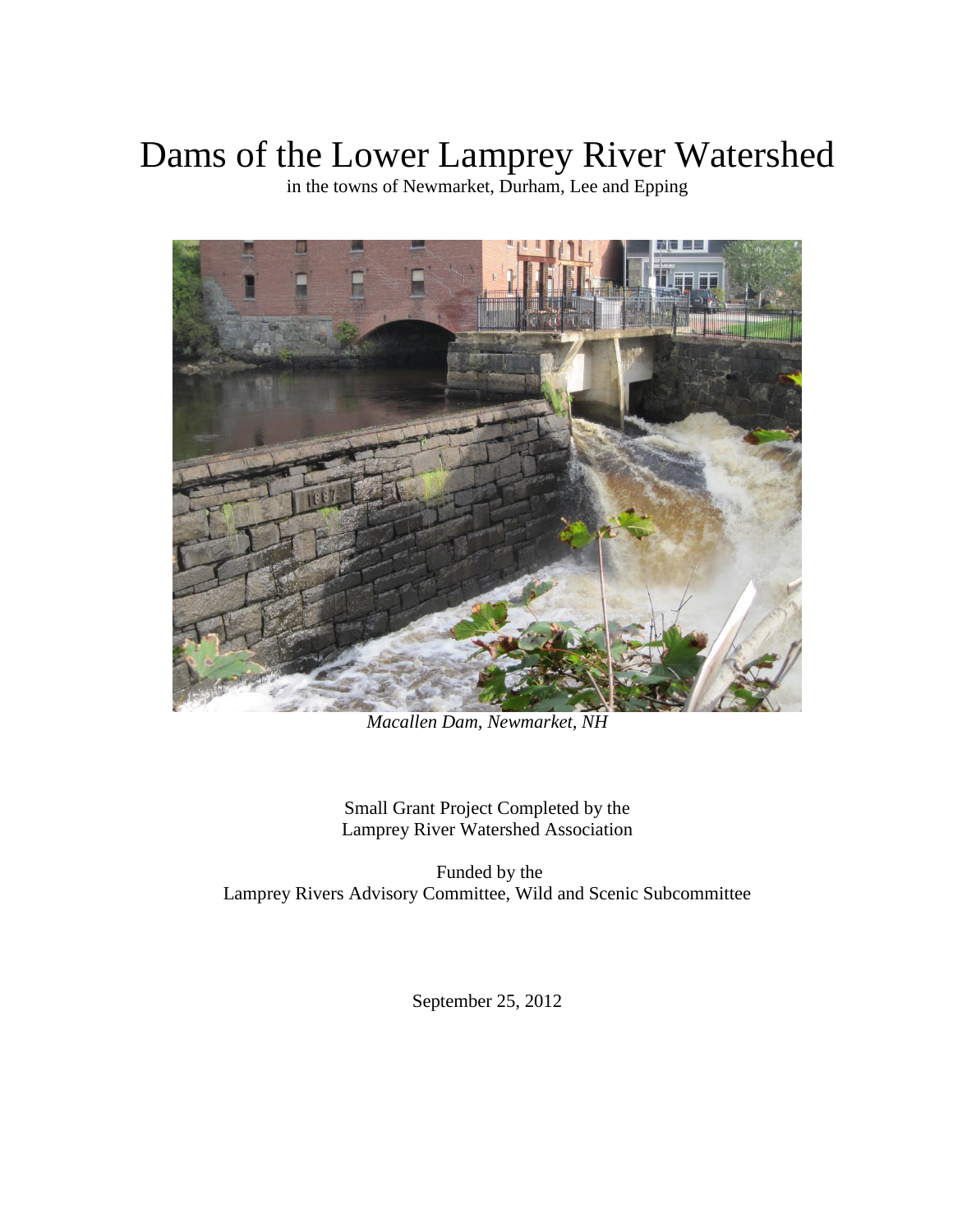# Dams of the Lower Lamprey River Watershed

in the towns of Newmarket, Durham, Lee and Epping

*Macallen Dam, Newmarket, NH*

Small Grant Project Completed by the
Lamprey River Watershed Association

Funded by the
Lamprey Rivers Advisory Committee, Wild and Scenic Subcommittee

September 25, 2012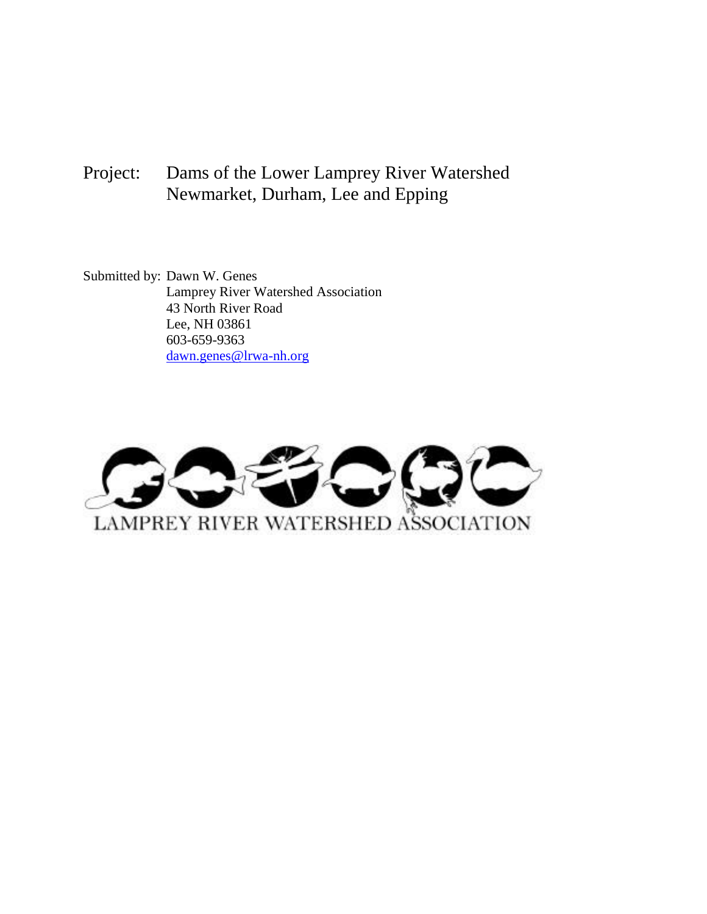Project: Dams of the Lower Lamprey River Watershed
Newmarket, Durham, Lee and Epping

Submitted by: Dawn W. Genes
Lamprey River Watershed Association
43 North River Road
Lee, NH 03861
603-659-9363
dawn.genes@lrwa-nh.org

LAMPREY RIVER WATERSHED ASSOCIATION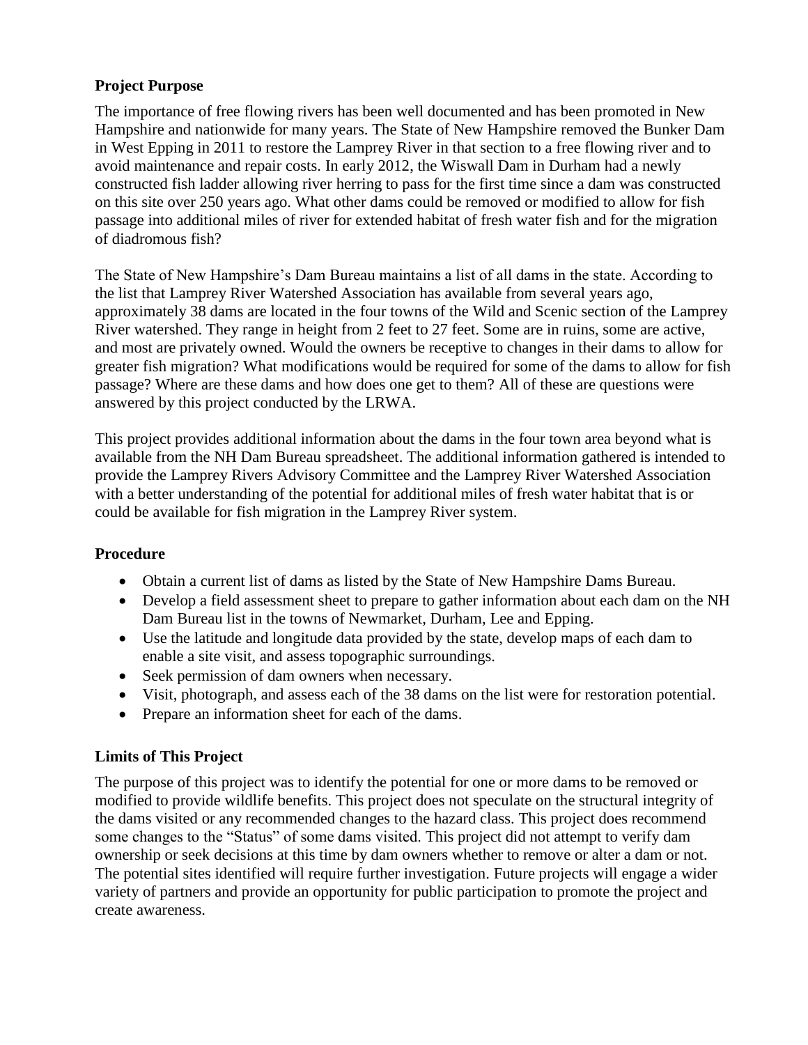## Project Purpose

The importance of free flowing rivers has been well documented and has been promoted in New Hampshire and nationwide for many years. The State of New Hampshire removed the Bunker Dam in West Epping in 2011 to restore the Lamprey River in that section to a free flowing river and to avoid maintenance and repair costs. In early 2012, the Wiswall Dam in Durham had a newly constructed fish ladder allowing river herring to pass for the first time since a dam was constructed on this site over 250 years ago. What other dams could be removed or modified to allow for fish passage into additional miles of river for extended habitat of fresh water fish and for the migration of diadromous fish?

The State of New Hampshire's Dam Bureau maintains a list of all dams in the state. According to the list that Lamprey River Watershed Association has available from several years ago, approximately 38 dams are located in the four towns of the Wild and Scenic section of the Lamprey River watershed. They range in height from 2 feet to 27 feet. Some are in ruins, some are active, and most are privately owned. Would the owners be receptive to changes in their dams to allow for greater fish migration? What modifications would be required for some of the dams to allow for fish passage? Where are these dams and how does one get to them? All of these are questions were answered by this project conducted by the LRWA.

This project provides additional information about the dams in the four town area beyond what is available from the NH Dam Bureau spreadsheet. The additional information gathered is intended to provide the Lamprey Rivers Advisory Committee and the Lamprey River Watershed Association with a better understanding of the potential for additional miles of fresh water habitat that is or could be available for fish migration in the Lamprey River system.

## Procedure

- Obtain a current list of dams as listed by the State of New Hampshire Dams Bureau.
- Develop a field assessment sheet to prepare to gather information about each dam on the NH Dam Bureau list in the towns of Newmarket, Durham, Lee and Epping.
- Use the latitude and longitude data provided by the state, develop maps of each dam to enable a site visit, and assess topographic surroundings.
- Seek permission of dam owners when necessary.
- Visit, photograph, and assess each of the 38 dams on the list were for restoration potential.
- Prepare an information sheet for each of the dams.

## Limits of This Project

The purpose of this project was to identify the potential for one or more dams to be removed or modified to provide wildlife benefits. This project does not speculate on the structural integrity of the dams visited or any recommended changes to the hazard class. This project does recommend some changes to the "Status" of some dams visited. This project did not attempt to verify dam ownership or seek decisions at this time by dam owners whether to remove or alter a dam or not. The potential sites identified will require further investigation. Future projects will engage a wider variety of partners and provide an opportunity for public participation to promote the project and create awareness.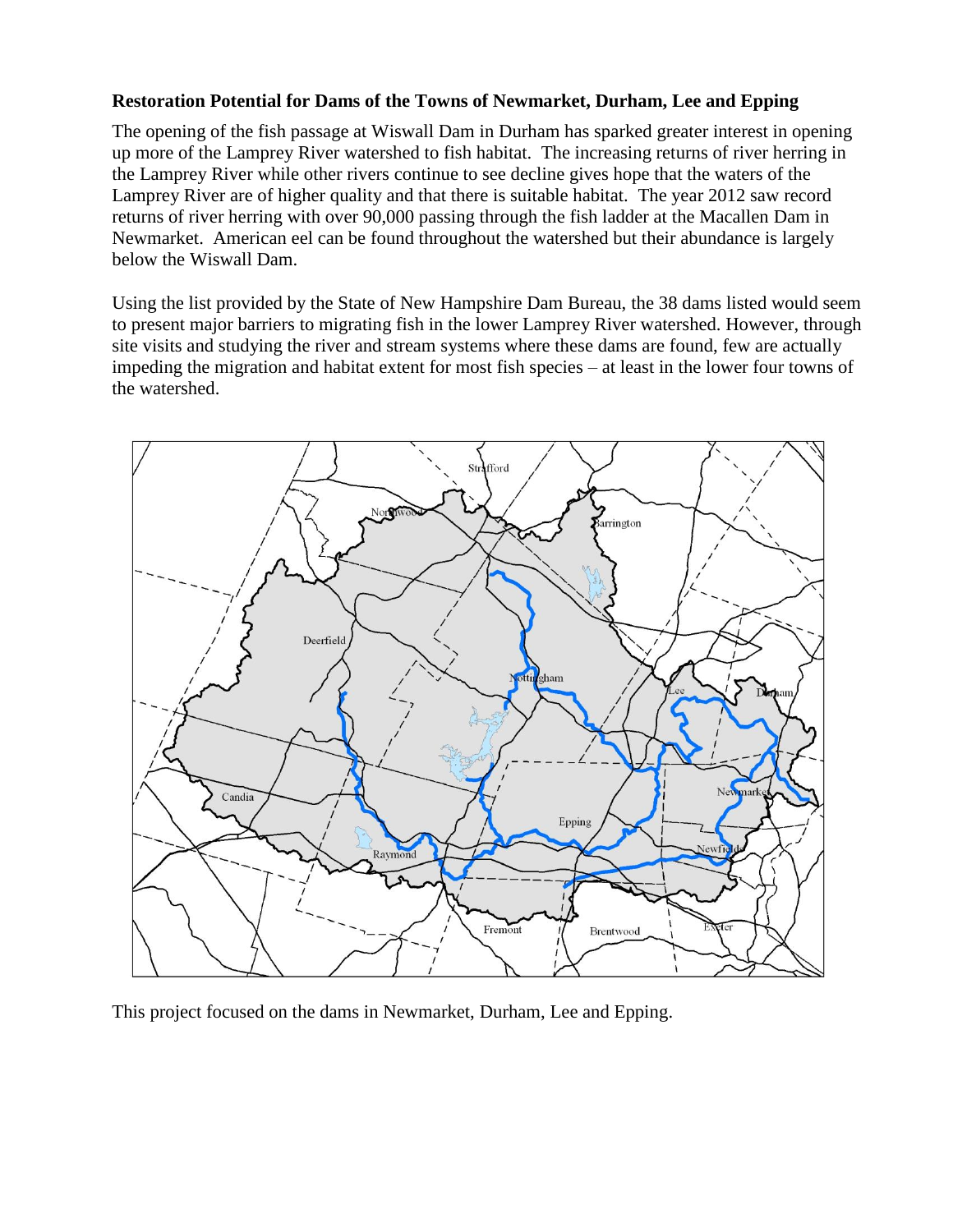**Restoration Potential for Dams of the Towns of Newmarket, Durham, Lee and Epping**

The opening of the fish passage at Wiswall Dam in Durham has sparked greater interest in opening up more of the Lamprey River watershed to fish habitat. The increasing returns of river herring in the Lamprey River while other rivers continue to see decline gives hope that the waters of the Lamprey River are of higher quality and that there is suitable habitat. The year 2012 saw record returns of river herring with over 90,000 passing through the fish ladder at the Macallen Dam in Newmarket. American eel can be found throughout the watershed but their abundance is largely below the Wiswall Dam.

Using the list provided by the State of New Hampshire Dam Bureau, the 38 dams listed would seem to present major barriers to migrating fish in the lower Lamprey River watershed. However, through site visits and studying the river and stream systems where these dams are found, few are actually impeding the migration and habitat extent for most fish species – at least in the lower four towns of the watershed.

This project focused on the dams in Newmarket, Durham, Lee and Epping.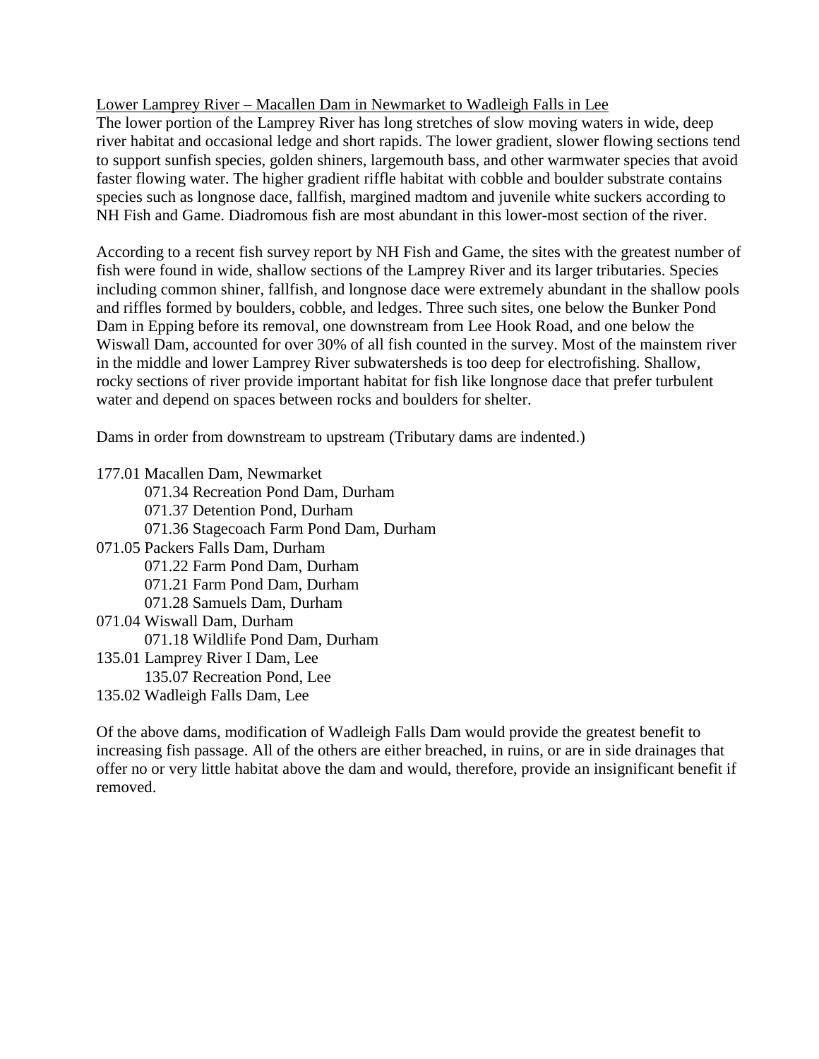<u>Lower Lamprey River – Macallen Dam in Newmarket to Wadleigh Falls in Lee</u>

The lower portion of the Lamprey River has long stretches of slow moving waters in wide, deep river habitat and occasional ledge and short rapids. The lower gradient, slower flowing sections tend to support sunfish species, golden shiners, largemouth bass, and other warmwater species that avoid faster flowing water. The higher gradient riffle habitat with cobble and boulder substrate contains species such as longnose dace, fallfish, margined madtom and juvenile white suckers according to NH Fish and Game. Diadromous fish are most abundant in this lower-most section of the river.

According to a recent fish survey report by NH Fish and Game, the sites with the greatest number of fish were found in wide, shallow sections of the Lamprey River and its larger tributaries. Species including common shiner, fallfish, and longnose dace were extremely abundant in the shallow pools and riffles formed by boulders, cobble, and ledges. Three such sites, one below the Bunker Pond Dam in Epping before its removal, one downstream from Lee Hook Road, and one below the Wiswall Dam, accounted for over 30% of all fish counted in the survey. Most of the mainstem river in the middle and lower Lamprey River subwatersheds is too deep for electrofishing. Shallow, rocky sections of river provide important habitat for fish like longnose dace that prefer turbulent water and depend on spaces between rocks and boulders for shelter.

Dams in order from downstream to upstream (Tributary dams are indented.)

- 177.01 Macallen Dam, Newmarket
    - 071.34 Recreation Pond Dam, Durham
    - 071.37 Detention Pond, Durham
    - 071.36 Stagecoach Farm Pond Dam, Durham
- 071.05 Packers Falls Dam, Durham
    - 071.22 Farm Pond Dam, Durham
    - 071.21 Farm Pond Dam, Durham
    - 071.28 Samuels Dam, Durham
- 071.04 Wiswall Dam, Durham
    - 071.18 Wildlife Pond Dam, Durham
- 135.01 Lamprey River I Dam, Lee
    - 135.07 Recreation Pond, Lee
- 135.02 Wadleigh Falls Dam, Lee

Of the above dams, modification of Wadleigh Falls Dam would provide the greatest benefit to increasing fish passage. All of the others are either breached, in ruins, or are in side drainages that offer no or very little habitat above the dam and would, therefore, provide an insignificant benefit if removed.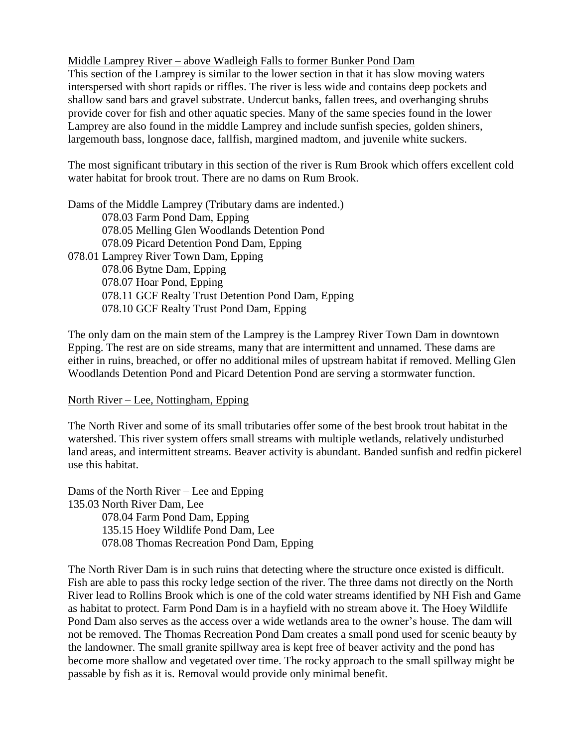Middle Lamprey River – above Wadleigh Falls to former Bunker Pond Dam

This section of the Lamprey is similar to the lower section in that it has slow moving waters interspersed with short rapids or riffles. The river is less wide and contains deep pockets and shallow sand bars and gravel substrate. Undercut banks, fallen trees, and overhanging shrubs provide cover for fish and other aquatic species. Many of the same species found in the lower Lamprey are also found in the middle Lamprey and include sunfish species, golden shiners, largemouth bass, longnose dace, fallfish, margined madtom, and juvenile white suckers.

The most significant tributary in this section of the river is Rum Brook which offers excellent cold water habitat for brook trout. There are no dams on Rum Brook.

Dams of the Middle Lamprey (Tributary dams are indented.)

- 078.03 Farm Pond Dam, Epping
- 078.05 Melling Glen Woodlands Detention Pond
- 078.09 Picard Detention Pond Dam, Epping

078.01 Lamprey River Town Dam, Epping

- 078.06 Bytne Dam, Epping
- 078.07 Hoar Pond, Epping
- 078.11 GCF Realty Trust Detention Pond Dam, Epping
- 078.10 GCF Realty Trust Pond Dam, Epping

The only dam on the main stem of the Lamprey is the Lamprey River Town Dam in downtown Epping. The rest are on side streams, many that are intermittent and unnamed. These dams are either in ruins, breached, or offer no additional miles of upstream habitat if removed. Melling Glen Woodlands Detention Pond and Picard Detention Pond are serving a stormwater function.

North River – Lee, Nottingham, Epping

The North River and some of its small tributaries offer some of the best brook trout habitat in the watershed. This river system offers small streams with multiple wetlands, relatively undisturbed land areas, and intermittent streams. Beaver activity is abundant. Banded sunfish and redfin pickerel use this habitat.

Dams of the North River – Lee and Epping

135.03 North River Dam, Lee

- 078.04 Farm Pond Dam, Epping
- 135.15 Hoey Wildlife Pond Dam, Lee
- 078.08 Thomas Recreation Pond Dam, Epping

The North River Dam is in such ruins that detecting where the structure once existed is difficult. Fish are able to pass this rocky ledge section of the river. The three dams not directly on the North River lead to Rollins Brook which is one of the cold water streams identified by NH Fish and Game as habitat to protect. Farm Pond Dam is in a hayfield with no stream above it. The Hoey Wildlife Pond Dam also serves as the access over a wide wetlands area to the owner's house. The dam will not be removed. The Thomas Recreation Pond Dam creates a small pond used for scenic beauty by the landowner. The small granite spillway area is kept free of beaver activity and the pond has become more shallow and vegetated over time. The rocky approach to the small spillway might be passable by fish as it is. Removal would provide only minimal benefit.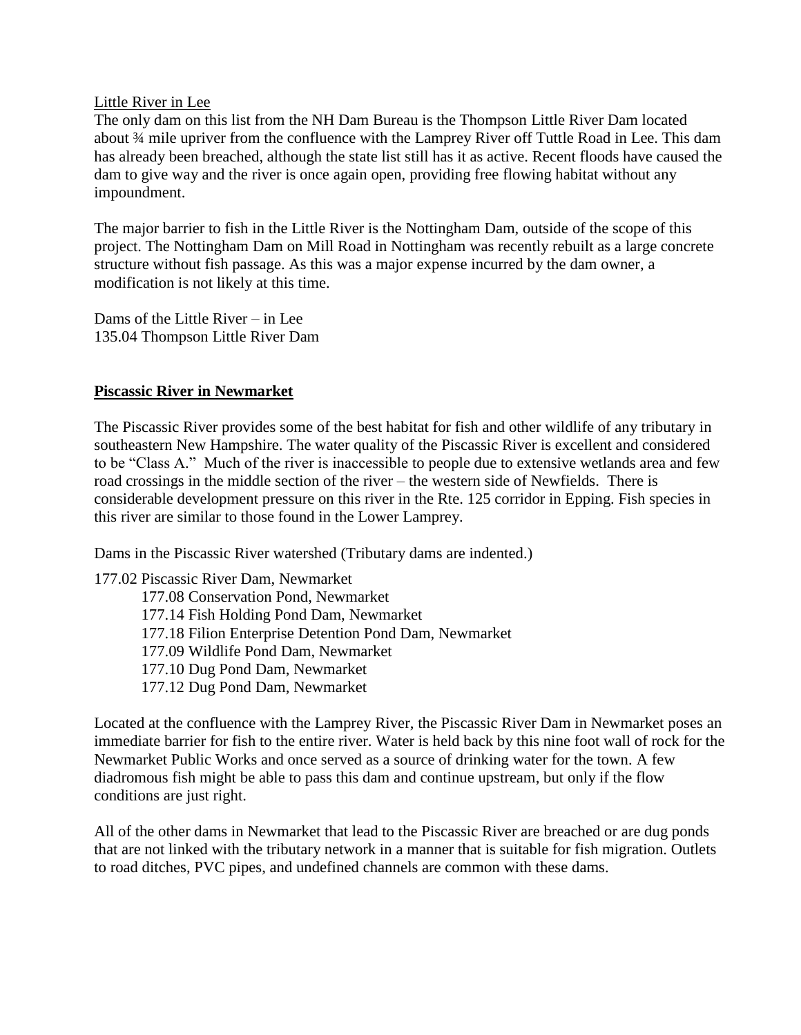Little River in Lee

The only dam on this list from the NH Dam Bureau is the Thompson Little River Dam located about ¾ mile upriver from the confluence with the Lamprey River off Tuttle Road in Lee. This dam has already been breached, although the state list still has it as active. Recent floods have caused the dam to give way and the river is once again open, providing free flowing habitat without any impoundment.

The major barrier to fish in the Little River is the Nottingham Dam, outside of the scope of this project. The Nottingham Dam on Mill Road in Nottingham was recently rebuilt as a large concrete structure without fish passage. As this was a major expense incurred by the dam owner, a modification is not likely at this time.

Dams of the Little River – in Lee
135.04 Thompson Little River Dam

## Piscassic River in Newmarket

The Piscassic River provides some of the best habitat for fish and other wildlife of any tributary in southeastern New Hampshire. The water quality of the Piscassic River is excellent and considered to be "Class A." Much of the river is inaccessible to people due to extensive wetlands area and few road crossings in the middle section of the river – the western side of Newfields. There is considerable development pressure on this river in the Rte. 125 corridor in Epping. Fish species in this river are similar to those found in the Lower Lamprey.

Dams in the Piscassic River watershed (Tributary dams are indented.)

177.02 Piscassic River Dam, Newmarket
- 177.08 Conservation Pond, Newmarket
- 177.14 Fish Holding Pond Dam, Newmarket
- 177.18 Filion Enterprise Detention Pond Dam, Newmarket
- 177.09 Wildlife Pond Dam, Newmarket
- 177.10 Dug Pond Dam, Newmarket
- 177.12 Dug Pond Dam, Newmarket

Located at the confluence with the Lamprey River, the Piscassic River Dam in Newmarket poses an immediate barrier for fish to the entire river. Water is held back by this nine foot wall of rock for the Newmarket Public Works and once served as a source of drinking water for the town. A few diadromous fish might be able to pass this dam and continue upstream, but only if the flow conditions are just right.

All of the other dams in Newmarket that lead to the Piscassic River are breached or are dug ponds that are not linked with the tributary network in a manner that is suitable for fish migration. Outlets to road ditches, PVC pipes, and undefined channels are common with these dams.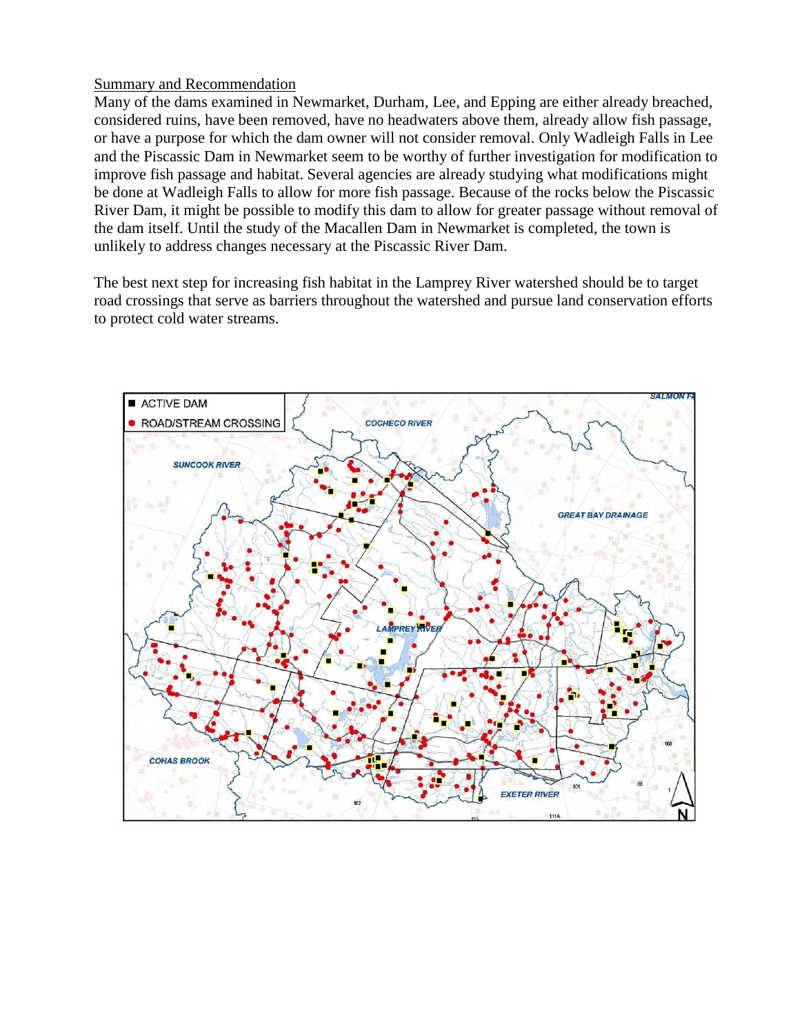Summary and Recommendation

Many of the dams examined in Newmarket, Durham, Lee, and Epping are either already breached, considered ruins, have been removed, have no headwaters above them, already allow fish passage, or have a purpose for which the dam owner will not consider removal. Only Wadleigh Falls in Lee and the Piscassic Dam in Newmarket seem to be worthy of further investigation for modification to improve fish passage and habitat. Several agencies are already studying what modifications might be done at Wadleigh Falls to allow for more fish passage. Because of the rocks below the Piscassic River Dam, it might be possible to modify this dam to allow for greater passage without removal of the dam itself. Until the study of the Macallen Dam in Newmarket is completed, the town is unlikely to address changes necessary at the Piscassic River Dam.

The best next step for increasing fish habitat in the Lamprey River watershed should be to target road crossings that serve as barriers throughout the watershed and pursue land conservation efforts to protect cold water streams.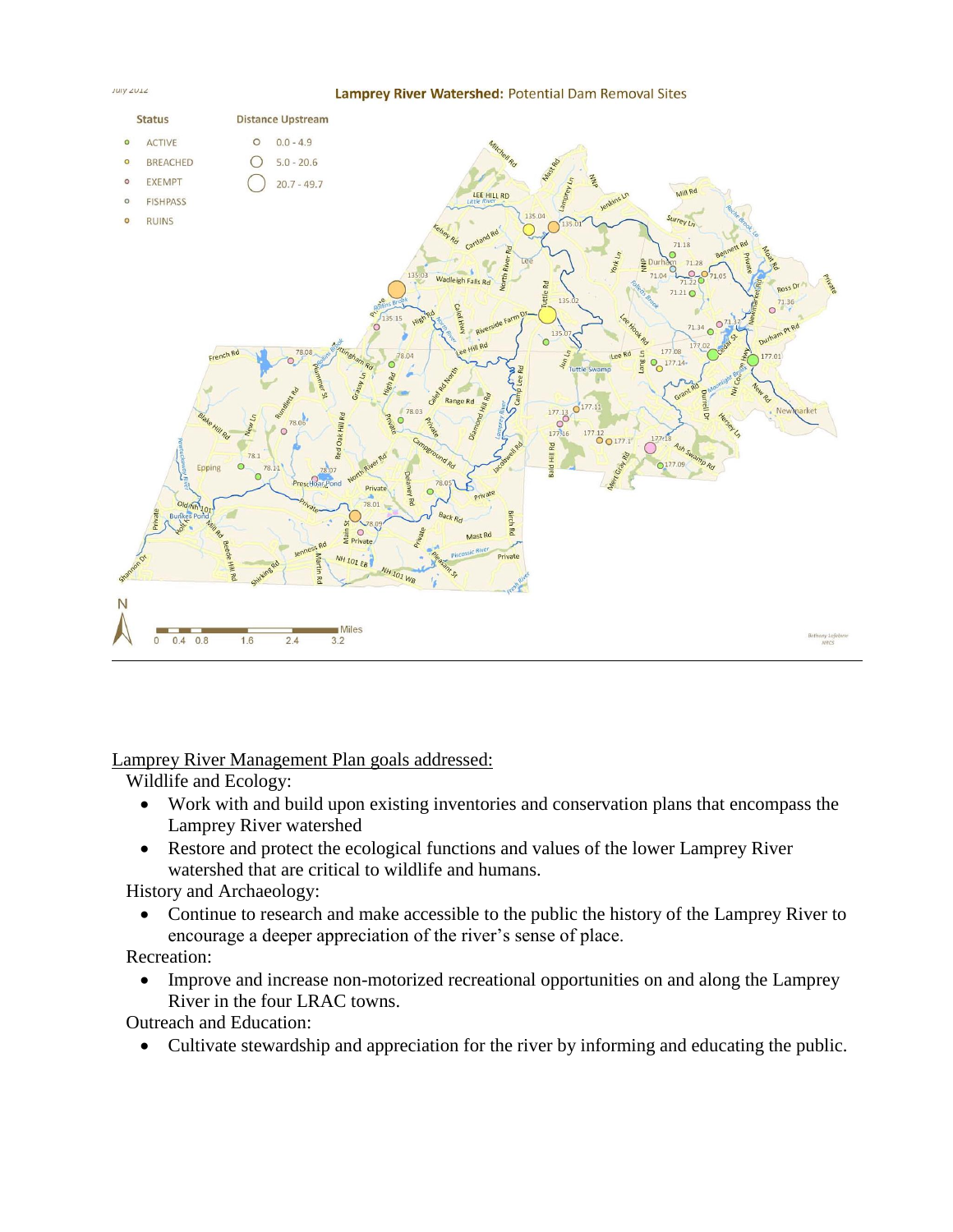July 2012

Lamprey River Watershed: Potential Dam Removal Sites

Status

ACTIVE

BREACHED

EXEMPT

FISHPASS

RUINS

Distance Upstream

0.0 - 4.9

5.0 - 20.6

20.7 - 49.7

Miles

0 0.4 0.8 1.6 2.4 3.2

<u>Lamprey River Management Plan goals addressed:</u>

Wildlife and Ecology:

- Work with and build upon existing inventories and conservation plans that encompass the Lamprey River watershed
- Restore and protect the ecological functions and values of the lower Lamprey River watershed that are critical to wildlife and humans.

History and Archaeology:

- Continue to research and make accessible to the public the history of the Lamprey River to encourage a deeper appreciation of the river's sense of place.

Recreation:

- Improve and increase non-motorized recreational opportunities on and along the Lamprey River in the four LRAC towns.

Outreach and Education:

- Cultivate stewardship and appreciation for the river by informing and educating the public.